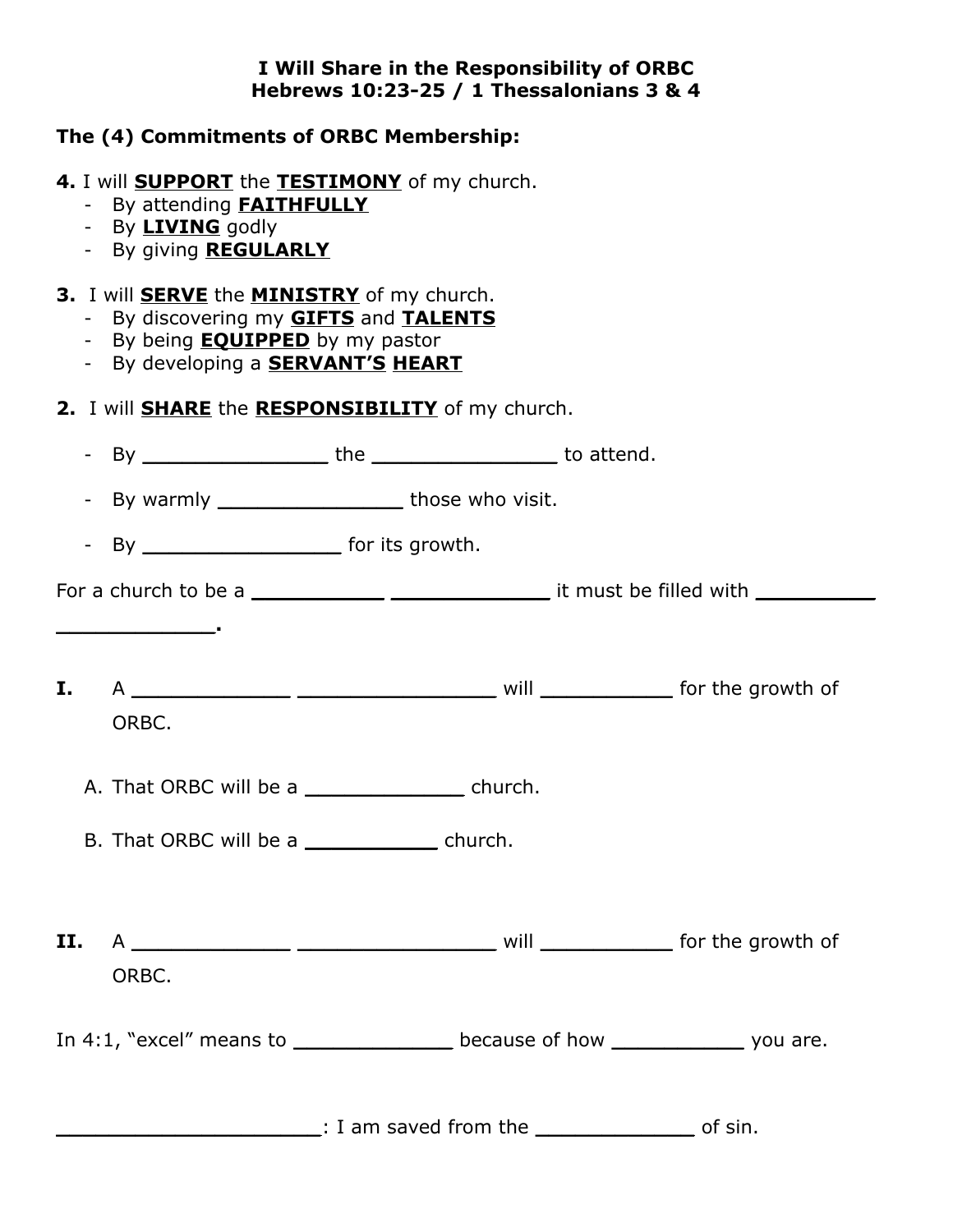**I Will Share in the Responsibility of ORBC**
**Hebrews 10:23-25 / 1 Thessalonians 3 & 4**

**The (4) Commitments of ORBC Membership:**

**4.** I will **SUPPORT** the **TESTIMONY** of my church.
- By attending **FAITHFULLY**
- By **LIVING** godly
- By giving **REGULARLY**

**3.** I will **SERVE** the **MINISTRY** of my church.
- By discovering my **GIFTS** and **TALENTS**
- By being **EQUIPPED** by my pastor
- By developing a **SERVANT'S HEART**

**2.** I will **SHARE** the **RESPONSIBILITY** of my church.

- By _______________ the _______________ to attend.
- By warmly _______________ those who visit.
- By ________________ for its growth.

For a church to be a ___________ _____________ it must be filled with __________ _____________.

**I.** A _____________ ________________ will ___________ for the growth of ORBC.

A. That ORBC will be a _____________ church.

B. That ORBC will be a ___________ church.

**II.** A _____________ ________________ will ___________ for the growth of ORBC.

In 4:1, "excel" means to _____________ because of how ___________ you are.

______________________: I am saved from the _____________ of sin.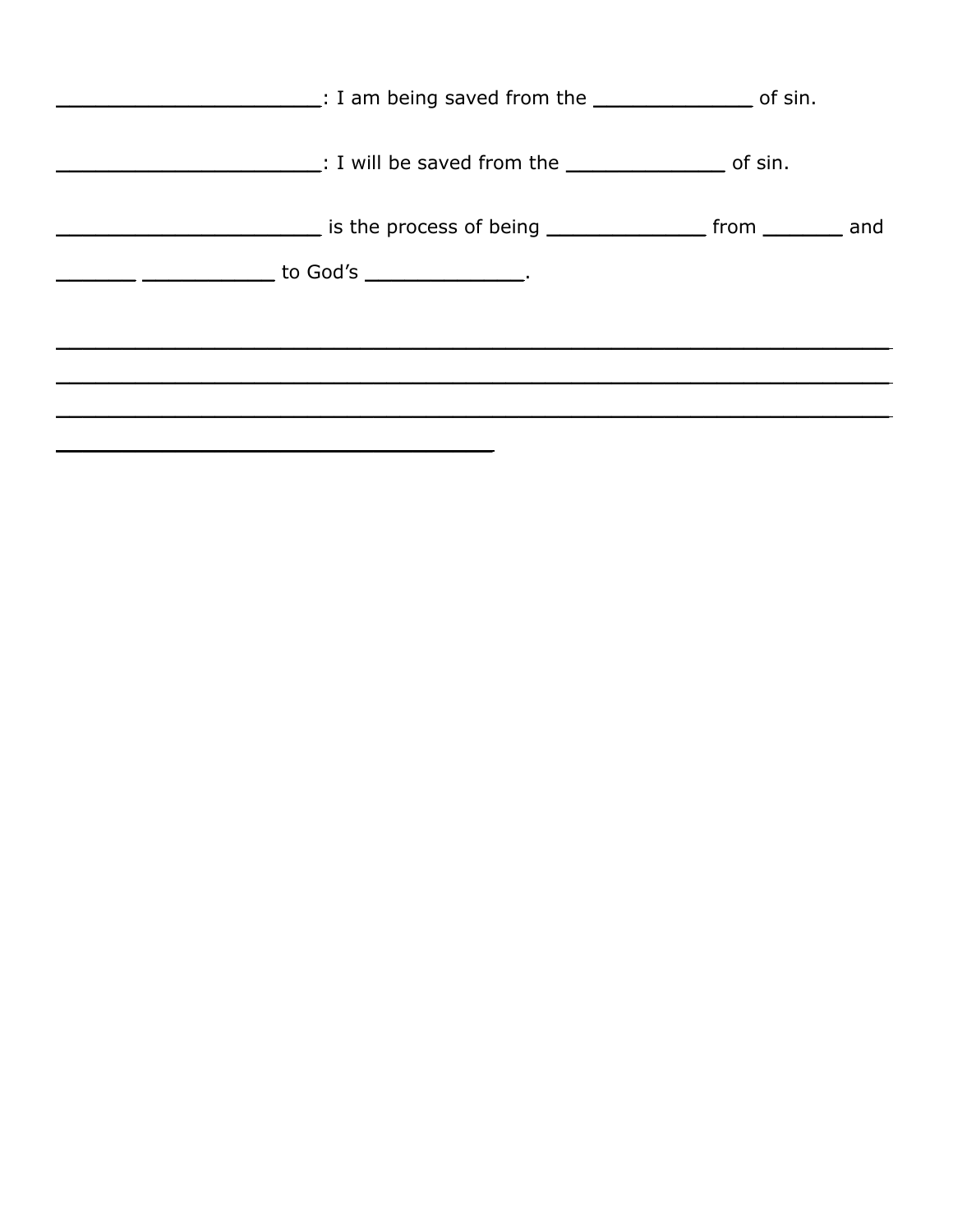______________________: I am being saved from the _____________ of sin.

______________________: I will be saved from the _____________ of sin.

______________________ is the process of being _____________ from _______ and _______ ___________ to God's _____________.

______________________________________________________________________
______________________________________________________________________
______________________________________________________________________
____________________________________